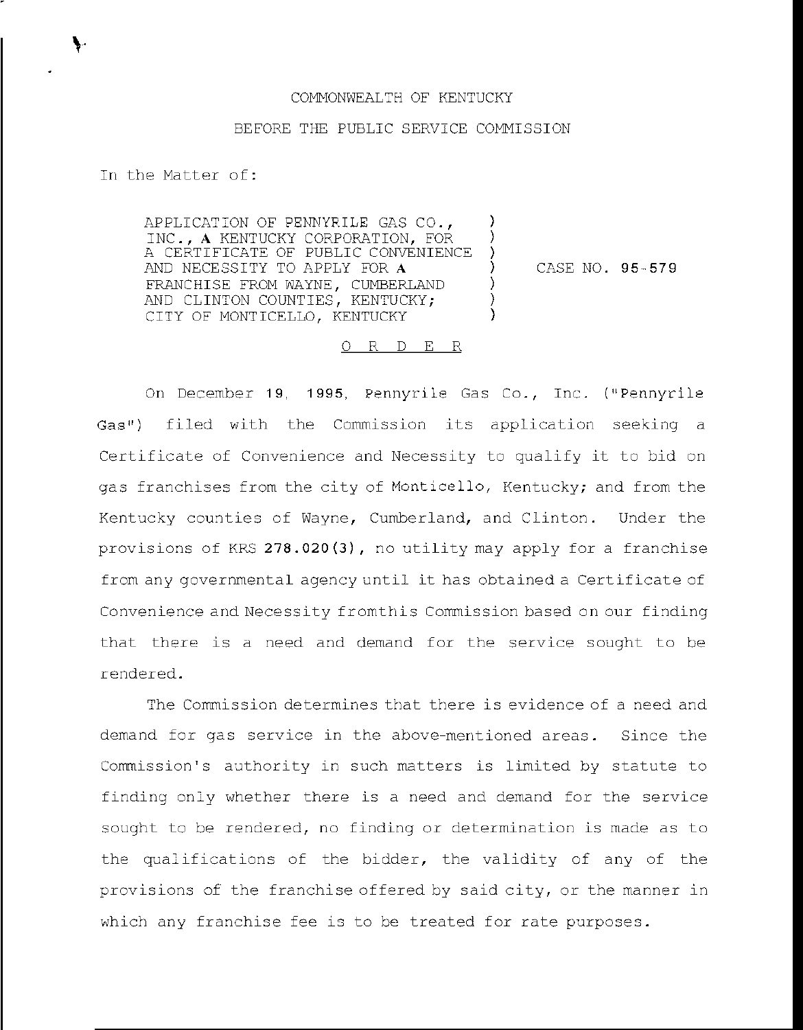COMMONWEALTH OF KENTUCKY

BEFORE THE PUBLIC SERVICE COMMISSION

In the Matter of:

| | | |
|---|---|---|
| APPLICATION OF PENNYRILE GAS CO., INC., A KENTUCKY CORPORATION, FOR A CERTIFICATE OF PUBLIC CONVENIENCE AND NECESSITY TO APPLY FOR A FRANCHISE FROM WAYNE, CUMBERLAND AND CLINTON COUNTIES, KENTUCKY; CITY OF MONTICELLO, KENTUCKY | ) | CASE NO. 95-579 |

O R D E R

On December 19, 1995, Pennyrile Gas Co., Inc. ("Pennyrile Gas") filed with the Commission its application seeking a Certificate of Convenience and Necessity to qualify it to bid on gas franchises from the city of Monticello, Kentucky; and from the Kentucky counties of Wayne, Cumberland, and Clinton. Under the provisions of KRS 278.020(3), no utility may apply for a franchise from any governmental agency until it has obtained a Certificate of Convenience and Necessity fromthis Commission based on our finding that there is a need and demand for the service sought to be rendered.

The Commission determines that there is evidence of a need and demand for gas service in the above-mentioned areas. Since the Commission's authority in such matters is limited by statute to finding only whether there is a need and demand for the service sought to be rendered, no finding or determination is made as to the qualifications of the bidder, the validity of any of the provisions of the franchise offered by said city, or the manner in which any franchise fee is to be treated for rate purposes.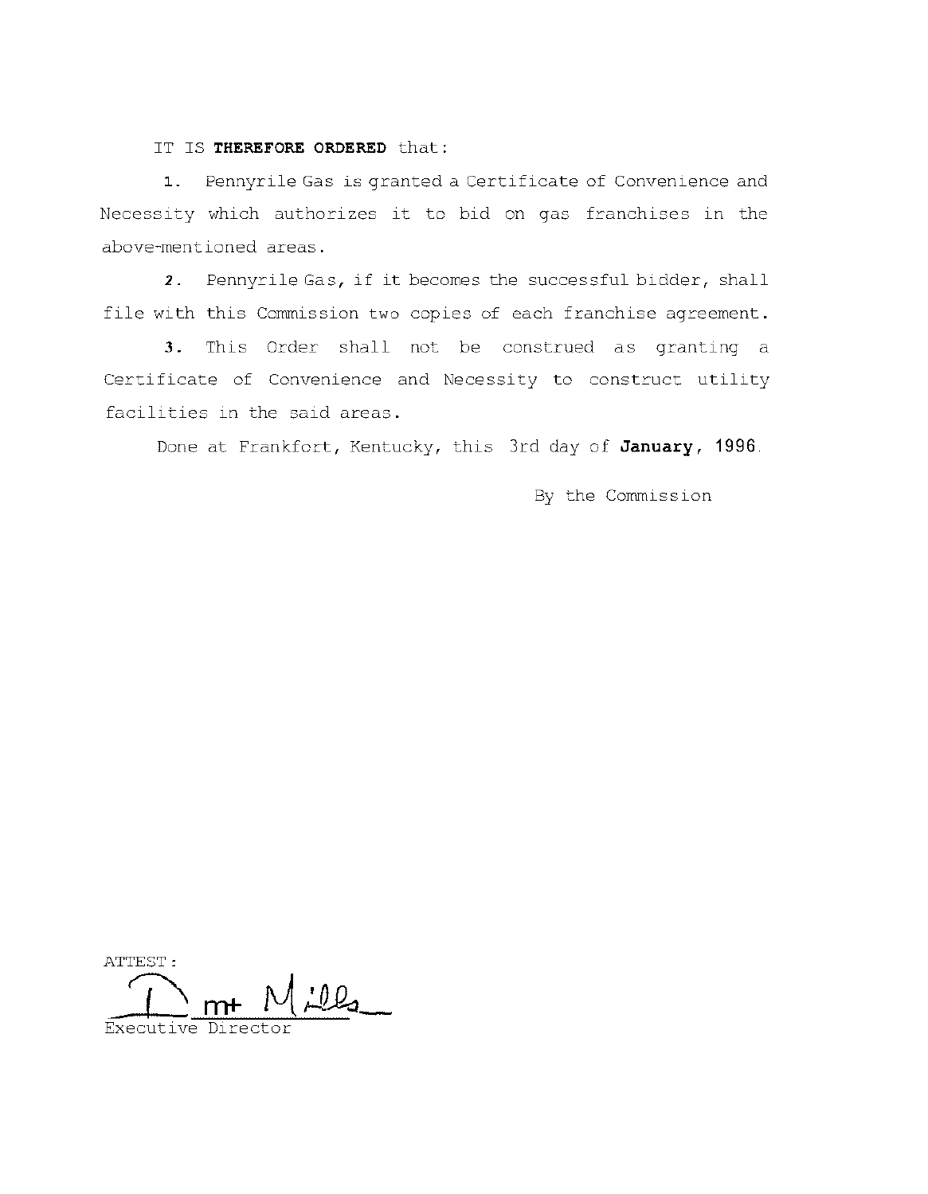IT IS **THEREFORE ORDERED** that:

1. Pennyrile Gas is granted a Certificate of Convenience and Necessity which authorizes it to bid on gas franchises in the above-mentioned areas.

2. Pennyrile Gas, if it becomes the successful bidder, shall file with this Commission two copies of each franchise agreement.

3. This Order shall not be construed as granting a Certificate of Convenience and Necessity to construct utility facilities in the said areas.

Done at Frankfort, Kentucky, this 3rd day of **January**, 1996.

By the Commission

ATTEST:

Executive Director